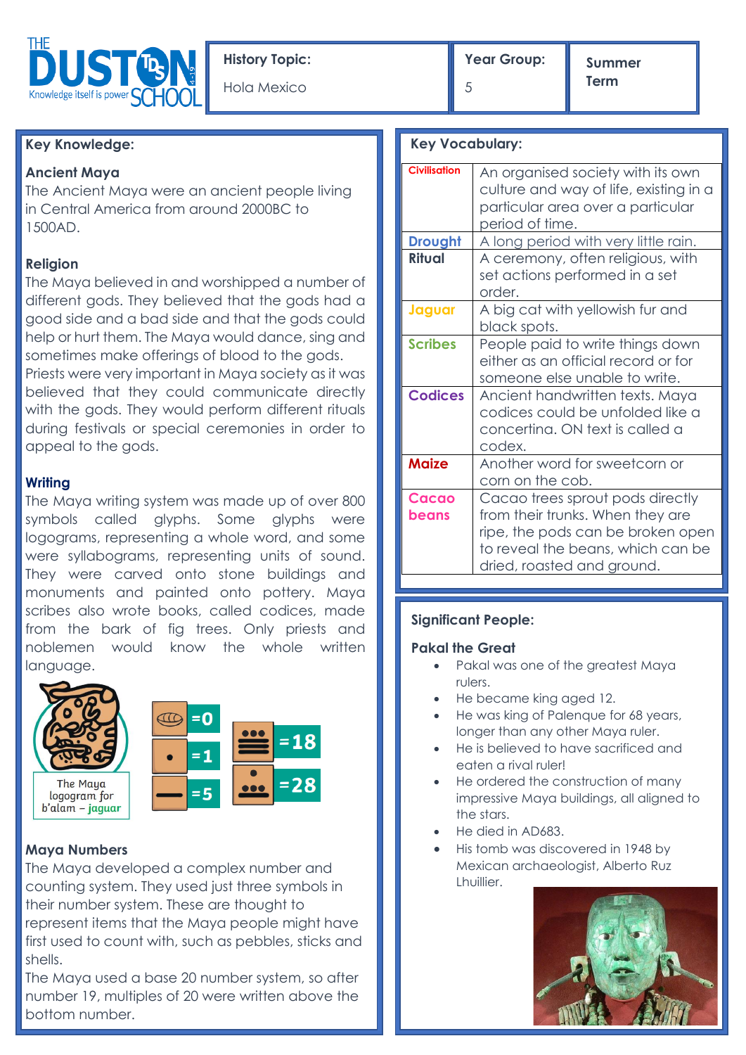THE DUSTON SCHOOL — Knowledge itself is power

| History Topic: | Year Group: | Summer Term |
| --- | --- | --- |
| Hola Mexico | 5 | |

## Key Knowledge:

### Ancient Maya

The Ancient Maya were an ancient people living in Central America from around 2000BC to 1500AD.

### Religion

The Maya believed in and worshipped a number of different gods. They believed that the gods had a good side and a bad side and that the gods could help or hurt them. The Maya would dance, sing and sometimes make offerings of blood to the gods. Priests were very important in Maya society as it was believed that they could communicate directly with the gods. They would perform different rituals during festivals or special ceremonies in order to appeal to the gods.

### Writing

The Maya writing system was made up of over 800 symbols called glyphs. Some glyphs were logograms, representing a whole word, and some were syllabograms, representing units of sound. They were carved onto stone buildings and monuments and painted onto pottery. Maya scribes also wrote books, called codices, made from the bark of fig trees. Only priests and noblemen would know the whole written language.

The Maya logogram for b'alam – jaguar

=0

=1

=5

=18

=28

### Maya Numbers

The Maya developed a complex number and counting system. They used just three symbols in their number system. These are thought to represent items that the Maya people might have first used to count with, such as pebbles, sticks and shells.

The Maya used a base 20 number system, so after number 19, multiples of 20 were written above the bottom number.

## Key Vocabulary:

| Word | Meaning |
| --- | --- |
| Civilisation | An organised society with its own culture and way of life, existing in a particular area over a particular period of time. |
| Drought | A long period with very little rain. |
| Ritual | A ceremony, often religious, with set actions performed in a set order. |
| Jaguar | A big cat with yellowish fur and black spots. |
| Scribes | People paid to write things down either as an official record or for someone else unable to write. |
| Codices | Ancient handwritten texts. Maya codices could be unfolded like a concertina. ON text is called a codex. |
| Maize | Another word for sweetcorn or corn on the cob. |
| Cacao beans | Cacao trees sprout pods directly from their trunks. When they are ripe, the pods can be broken open to reveal the beans, which can be dried, roasted and ground. |

## Significant People:

### Pakal the Great

- Pakal was one of the greatest Maya rulers.
- He became king aged 12.
- He was king of Palenque for 68 years, longer than any other Maya ruler.
- He is believed to have sacrificed and eaten a rival ruler!
- He ordered the construction of many impressive Maya buildings, all aligned to the stars.
- He died in AD683.
- His tomb was discovered in 1948 by Mexican archaeologist, Alberto Ruz Lhuillier.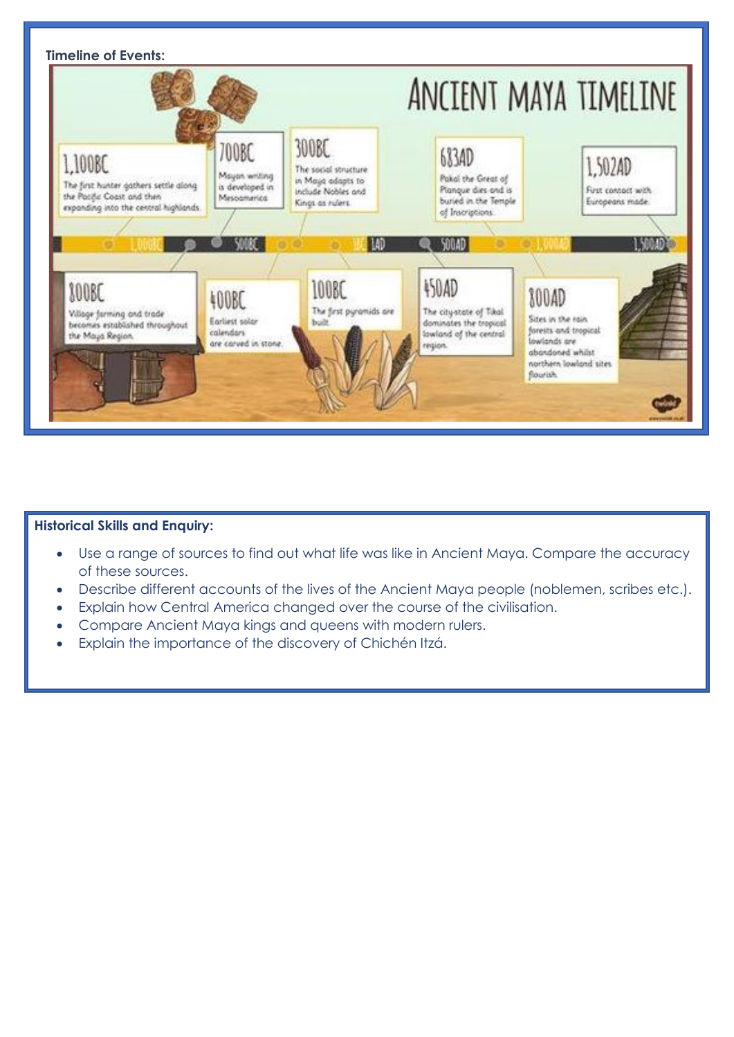**Timeline of Events:**

ANCIENT MAYA TIMELINE

1,100BC
The first hunter gathers settle along the Pacific Coast and then expanding into the central highlands.

700BC
Mayan writing is developed in Mesoamerica.

300BC
The social structure in Maya adapts to include Nobles and Kings as rulers.

683AD
Pakal the Great of Planque dies and is buried in the Temple of Inscriptions.

1,502AD
First contact with Europeans made.

1,000BC 500BC 1AD 500AD 1,000AD 1,500AD

800BC
Village farming and trade becomes established throughout the Maya Region.

400BC
Earliest solar calendars are carved in stone.

100BC
The first pyramids are built.

450AD
The city-state of Tikal dominates the tropical lowland of the central region.

800AD
Sites in the rain forests and tropical lowlands are abandoned whilst northern lowland sites flourish.

**Historical Skills and Enquiry:**

- Use a range of sources to find out what life was like in Ancient Maya. Compare the accuracy of these sources.
- Describe different accounts of the lives of the Ancient Maya people (noblemen, scribes etc.).
- Explain how Central America changed over the course of the civilisation.
- Compare Ancient Maya kings and queens with modern rulers.
- Explain the importance of the discovery of Chichén Itzá.